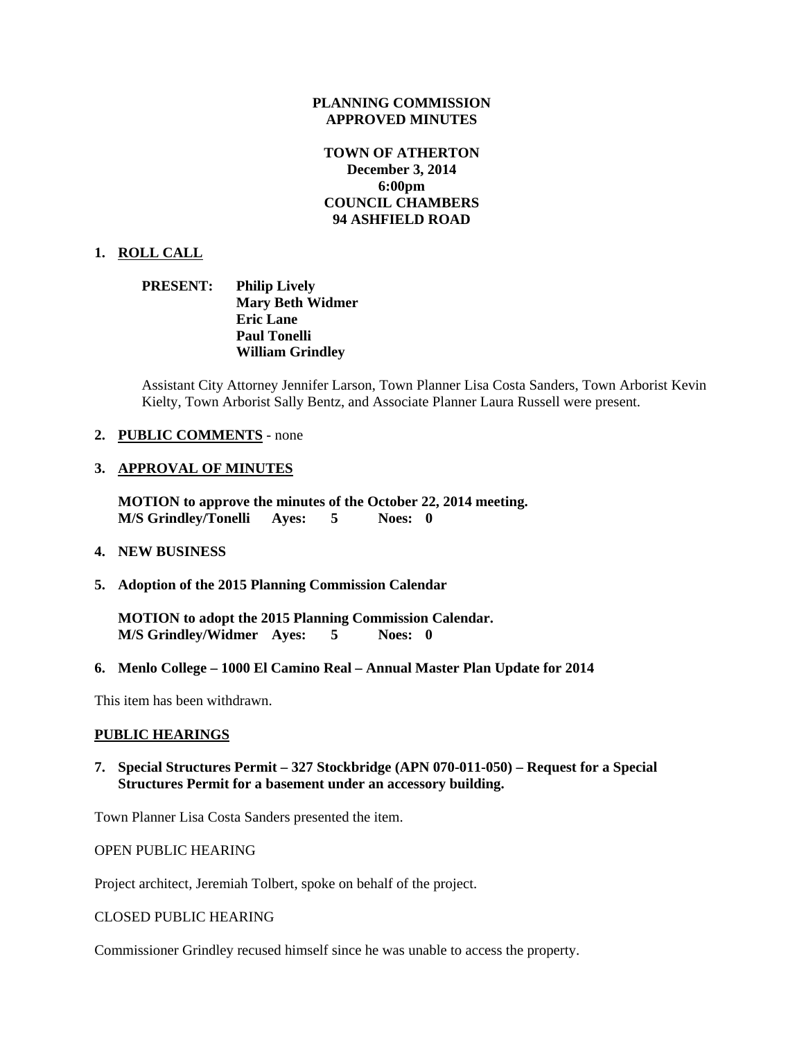**PLANNING COMMISSION**
**APPROVED MINUTES**

**TOWN OF ATHERTON**
**December 3, 2014**
**6:00pm**
**COUNCIL CHAMBERS**
**94 ASHFIELD ROAD**

**1. ROLL CALL**

**PRESENT: Philip Lively**
**Mary Beth Widmer**
**Eric Lane**
**Paul Tonelli**
**William Grindley**

Assistant City Attorney Jennifer Larson, Town Planner Lisa Costa Sanders, Town Arborist Kevin Kielty, Town Arborist Sally Bentz, and Associate Planner Laura Russell were present.

**2. PUBLIC COMMENTS** - none

**3. APPROVAL OF MINUTES**

**MOTION to approve the minutes of the October 22, 2014 meeting.**
**M/S Grindley/Tonelli Ayes: 5 Noes: 0**

**4. NEW BUSINESS**

**5. Adoption of the 2015 Planning Commission Calendar**

**MOTION to adopt the 2015 Planning Commission Calendar.**
**M/S Grindley/Widmer Ayes: 5 Noes: 0**

**6. Menlo College – 1000 El Camino Real – Annual Master Plan Update for 2014**

This item has been withdrawn.

**PUBLIC HEARINGS**

**7. Special Structures Permit – 327 Stockbridge (APN 070-011-050) – Request for a Special Structures Permit for a basement under an accessory building.**

Town Planner Lisa Costa Sanders presented the item.

OPEN PUBLIC HEARING

Project architect, Jeremiah Tolbert, spoke on behalf of the project.

CLOSED PUBLIC HEARING

Commissioner Grindley recused himself since he was unable to access the property.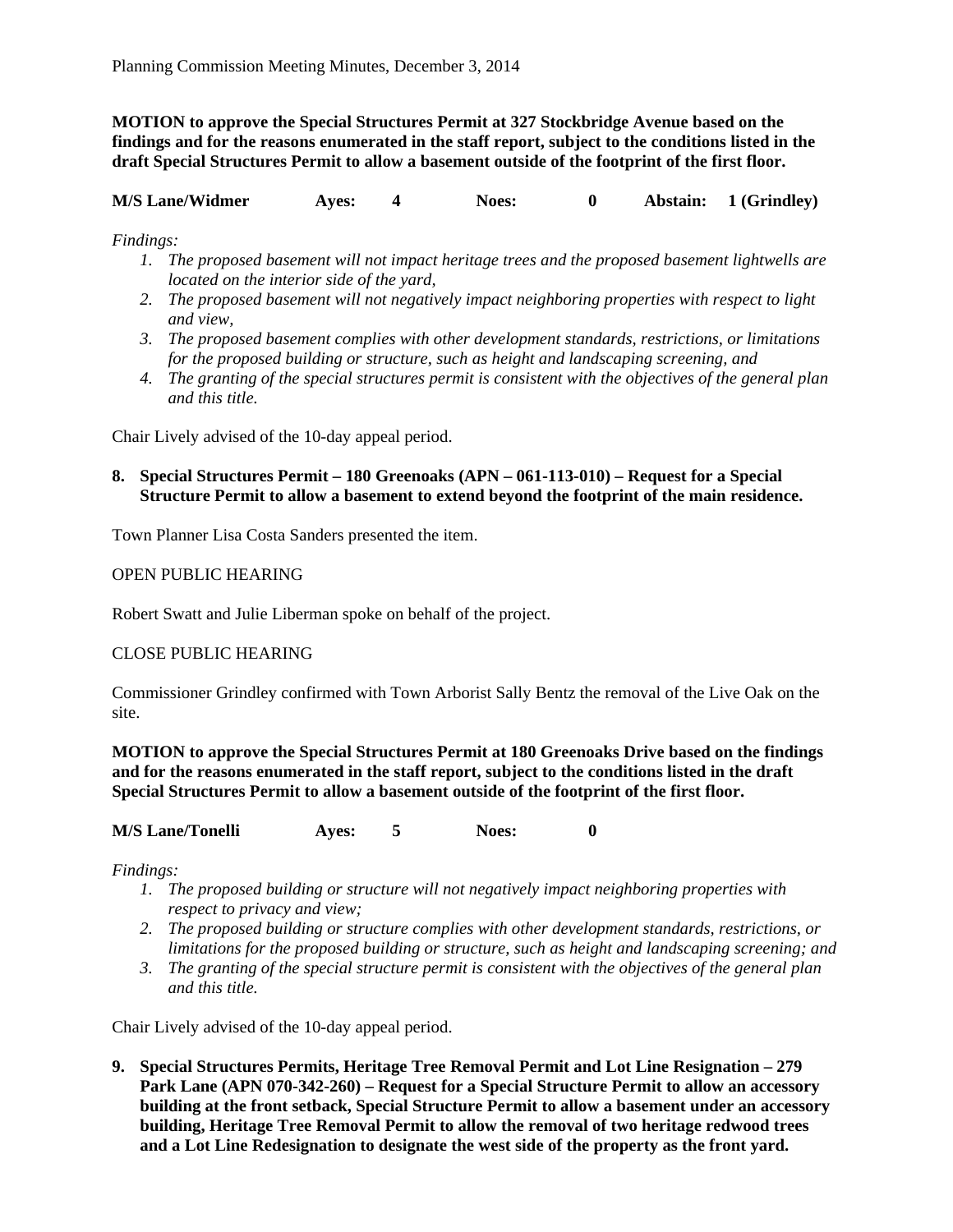**MOTION to approve the Special Structures Permit at 327 Stockbridge Avenue based on the findings and for the reasons enumerated in the staff report, subject to the conditions listed in the draft Special Structures Permit to allow a basement outside of the footprint of the first floor.**

**M/S Lane/Widmer Ayes: 4 Noes: 0 Abstain: 1 (Grindley)**

*Findings:*

1. *The proposed basement will not impact heritage trees and the proposed basement lightwells are located on the interior side of the yard,*
2. *The proposed basement will not negatively impact neighboring properties with respect to light and view,*
3. *The proposed basement complies with other development standards, restrictions, or limitations for the proposed building or structure, such as height and landscaping screening, and*
4. *The granting of the special structures permit is consistent with the objectives of the general plan and this title.*

Chair Lively advised of the 10-day appeal period.

**8. Special Structures Permit – 180 Greenoaks (APN – 061-113-010) – Request for a Special Structure Permit to allow a basement to extend beyond the footprint of the main residence.**

Town Planner Lisa Costa Sanders presented the item.

OPEN PUBLIC HEARING

Robert Swatt and Julie Liberman spoke on behalf of the project.

CLOSE PUBLIC HEARING

Commissioner Grindley confirmed with Town Arborist Sally Bentz the removal of the Live Oak on the site.

**MOTION to approve the Special Structures Permit at 180 Greenoaks Drive based on the findings and for the reasons enumerated in the staff report, subject to the conditions listed in the draft Special Structures Permit to allow a basement outside of the footprint of the first floor.**

**M/S Lane/Tonelli Ayes: 5 Noes: 0**

*Findings:*

1. *The proposed building or structure will not negatively impact neighboring properties with respect to privacy and view;*
2. *The proposed building or structure complies with other development standards, restrictions, or limitations for the proposed building or structure, such as height and landscaping screening; and*
3. *The granting of the special structure permit is consistent with the objectives of the general plan and this title.*

Chair Lively advised of the 10-day appeal period.

**9. Special Structures Permits, Heritage Tree Removal Permit and Lot Line Resignation – 279 Park Lane (APN 070-342-260) – Request for a Special Structure Permit to allow an accessory building at the front setback, Special Structure Permit to allow a basement under an accessory building, Heritage Tree Removal Permit to allow the removal of two heritage redwood trees and a Lot Line Redesignation to designate the west side of the property as the front yard.**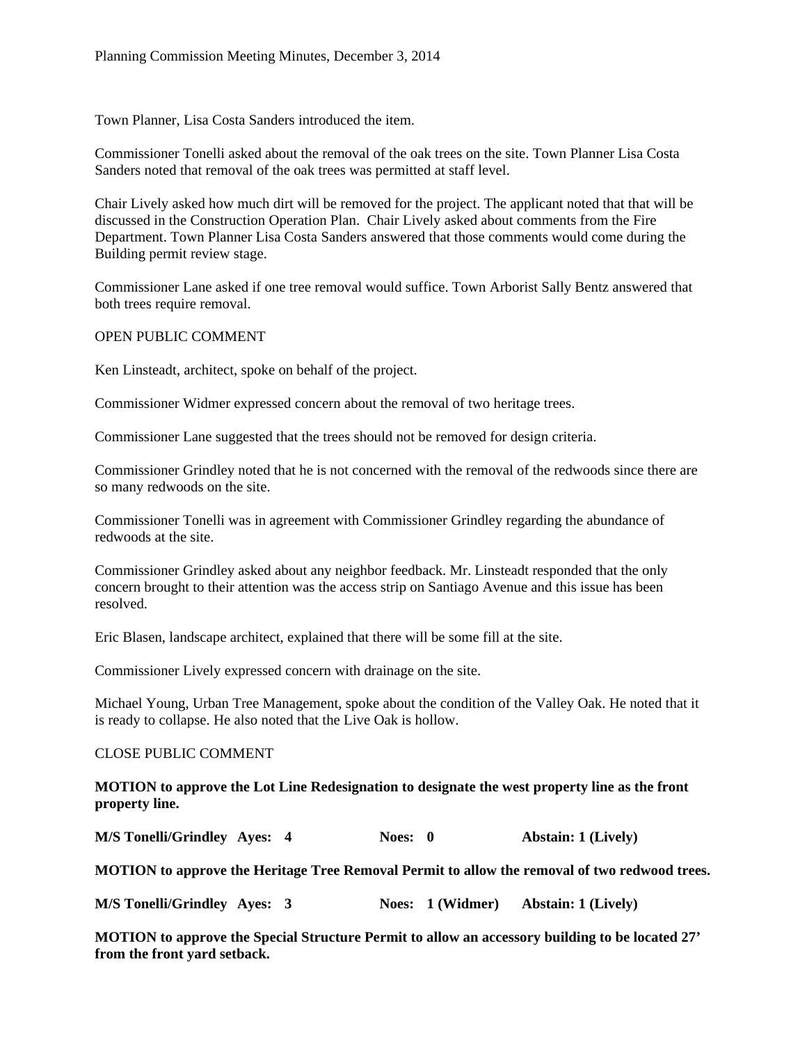Town Planner, Lisa Costa Sanders introduced the item.

Commissioner Tonelli asked about the removal of the oak trees on the site. Town Planner Lisa Costa Sanders noted that removal of the oak trees was permitted at staff level.

Chair Lively asked how much dirt will be removed for the project. The applicant noted that that will be discussed in the Construction Operation Plan. Chair Lively asked about comments from the Fire Department. Town Planner Lisa Costa Sanders answered that those comments would come during the Building permit review stage.

Commissioner Lane asked if one tree removal would suffice. Town Arborist Sally Bentz answered that both trees require removal.

OPEN PUBLIC COMMENT

Ken Linsteadt, architect, spoke on behalf of the project.

Commissioner Widmer expressed concern about the removal of two heritage trees.

Commissioner Lane suggested that the trees should not be removed for design criteria.

Commissioner Grindley noted that he is not concerned with the removal of the redwoods since there are so many redwoods on the site.

Commissioner Tonelli was in agreement with Commissioner Grindley regarding the abundance of redwoods at the site.

Commissioner Grindley asked about any neighbor feedback. Mr. Linsteadt responded that the only concern brought to their attention was the access strip on Santiago Avenue and this issue has been resolved.

Eric Blasen, landscape architect, explained that there will be some fill at the site.

Commissioner Lively expressed concern with drainage on the site.

Michael Young, Urban Tree Management, spoke about the condition of the Valley Oak. He noted that it is ready to collapse. He also noted that the Live Oak is hollow.

CLOSE PUBLIC COMMENT

**MOTION to approve the Lot Line Redesignation to designate the west property line as the front property line.**

**M/S Tonelli/Grindley Ayes: 4 Noes: 0 Abstain: 1 (Lively)**

**MOTION to approve the Heritage Tree Removal Permit to allow the removal of two redwood trees.**

**M/S Tonelli/Grindley Ayes: 3 Noes: 1 (Widmer) Abstain: 1 (Lively)**

**MOTION to approve the Special Structure Permit to allow an accessory building to be located 27' from the front yard setback.**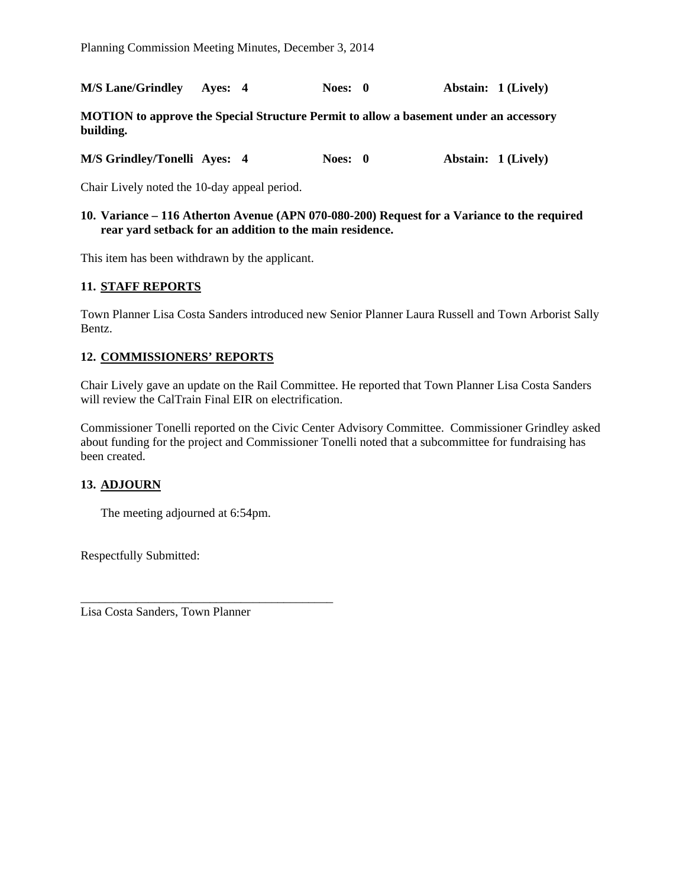**M/S Lane/Grindley Ayes: 4 Noes: 0 Abstain: 1 (Lively)**

**MOTION to approve the Special Structure Permit to allow a basement under an accessory building.**

**M/S Grindley/Tonelli Ayes: 4 Noes: 0 Abstain: 1 (Lively)**

Chair Lively noted the 10-day appeal period.

**10. Variance – 116 Atherton Avenue (APN 070-080-200) Request for a Variance to the required rear yard setback for an addition to the main residence.**

This item has been withdrawn by the applicant.

## 11. STAFF REPORTS

Town Planner Lisa Costa Sanders introduced new Senior Planner Laura Russell and Town Arborist Sally Bentz.

## 12. COMMISSIONERS' REPORTS

Chair Lively gave an update on the Rail Committee. He reported that Town Planner Lisa Costa Sanders will review the CalTrain Final EIR on electrification.

Commissioner Tonelli reported on the Civic Center Advisory Committee. Commissioner Grindley asked about funding for the project and Commissioner Tonelli noted that a subcommittee for fundraising has been created.

## 13. ADJOURN

The meeting adjourned at 6:54pm.

Respectfully Submitted:

\_\_\_\_\_\_\_\_\_\_\_\_\_\_\_\_\_\_\_\_\_\_\_\_\_\_\_\_\_\_\_\_\_\_\_\_\_\_\_\_\_

Lisa Costa Sanders, Town Planner